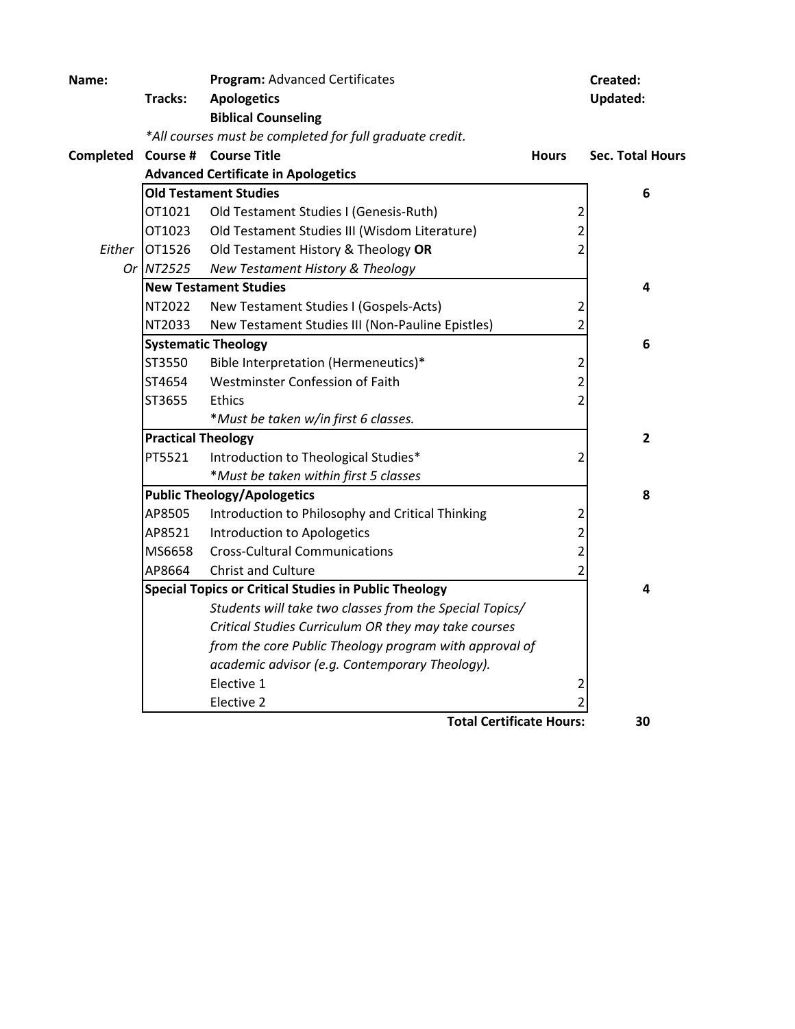| **Name:** | | **Program:** Advanced Certificates | | **Created:** |
|---|---|---|---|---|
| | **Tracks:** | **Apologetics** | | **Updated:** |
| | | **Biblical Counseling** | | |
| | | *\*All courses must be completed for full graduate credit.* | | |
| **Completed** | **Course #** | **Course Title** | **Hours** | **Sec. Total Hours** |
| | **Advanced Certificate in Apologetics** | | | |
| | **Old Testament Studies** | | | **6** |
| | OT1021 | Old Testament Studies I (Genesis-Ruth) | 2 | |
| | OT1023 | Old Testament Studies III (Wisdom Literature) | 2 | |
| *Either* | OT1526 | Old Testament History & Theology **OR** | 2 | |
| *Or* | *NT2525* | *New Testament History & Theology* | | |
| | **New Testament Studies** | | | **4** |
| | NT2022 | New Testament Studies I (Gospels-Acts) | 2 | |
| | NT2033 | New Testament Studies III (Non-Pauline Epistles) | 2 | |
| | **Systematic Theology** | | | **6** |
| | ST3550 | Bible Interpretation (Hermeneutics)* | 2 | |
| | ST4654 | Westminster Confession of Faith | 2 | |
| | ST3655 | Ethics | 2 | |
| | | *\*Must be taken w/in first 6 classes.* | | |
| | **Practical Theology** | | | **2** |
| | PT5521 | Introduction to Theological Studies* | 2 | |
| | | *\*Must be taken within first 5 classes* | | |
| | **Public Theology/Apologetics** | | | **8** |
| | AP8505 | Introduction to Philosophy and Critical Thinking | 2 | |
| | AP8521 | Introduction to Apologetics | 2 | |
| | MS6658 | Cross-Cultural Communications | 2 | |
| | AP8664 | Christ and Culture | 2 | |
| | **Special Topics or Critical Studies in Public Theology** | | | **4** |
| | | *Students will take two classes from the Special Topics/ Critical Studies Curriculum OR they may take courses from the core Public Theology program with approval of academic advisor (e.g. Contemporary Theology).* | | |
| | | Elective 1 | 2 | |
| | | Elective 2 | 2 | |
| | | | **Total Certificate Hours:** | **30** |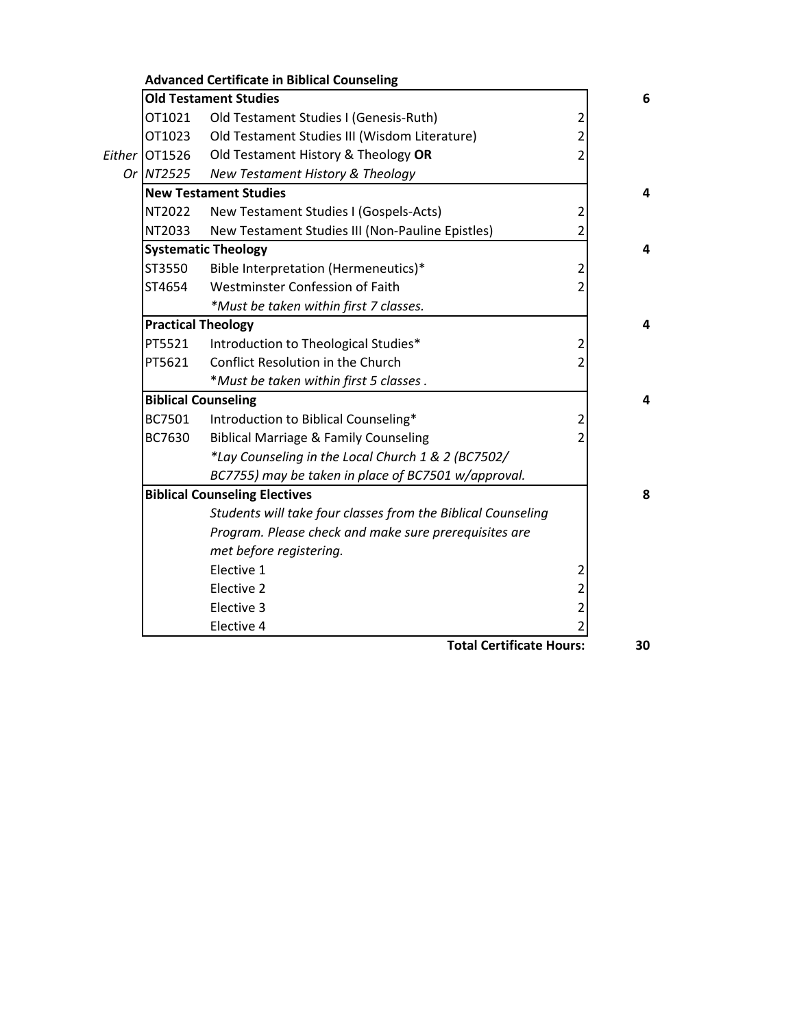**Advanced Certificate in Biblical Counseling**

| | Course | Title | Hours | Section Total |
|---|---|---|---|---|
| | **Old Testament Studies** | | | 6 |
| | OT1021 | Old Testament Studies I (Genesis-Ruth) | 2 | |
| | OT1023 | Old Testament Studies III (Wisdom Literature) | 2 | |
| *Either* | OT1526 | Old Testament History & Theology **OR** | 2 | |
| *Or* | *NT2525* | *New Testament History & Theology* | | |
| | **New Testament Studies** | | | 4 |
| | NT2022 | New Testament Studies I (Gospels-Acts) | 2 | |
| | NT2033 | New Testament Studies III (Non-Pauline Epistles) | 2 | |
| | **Systematic Theology** | | | 4 |
| | ST3550 | Bible Interpretation (Hermeneutics)* | 2 | |
| | ST4654 | Westminster Confession of Faith | 2 | |
| | | *\*Must be taken within first 7 classes.* | | |
| | **Practical Theology** | | | 4 |
| | PT5521 | Introduction to Theological Studies* | 2 | |
| | PT5621 | Conflict Resolution in the Church | 2 | |
| | | *\*Must be taken within first 5 classes .* | | |
| | **Biblical Counseling** | | | 4 |
| | BC7501 | Introduction to Biblical Counseling* | 2 | |
| | BC7630 | Biblical Marriage & Family Counseling | 2 | |
| | | *\*Lay Counseling in the Local Church 1 & 2 (BC7502/ BC7755) may be taken in place of BC7501 w/approval.* | | |
| | **Biblical Counseling Electives** | | | 8 |
| | | *Students will take four classes from the Biblical Counseling Program. Please check and make sure prerequisites are met before registering.* | | |
| | | Elective 1 | 2 | |
| | | Elective 2 | 2 | |
| | | Elective 3 | 2 | |
| | | Elective 4 | 2 | |
| | | | **Total Certificate Hours:** | 30 |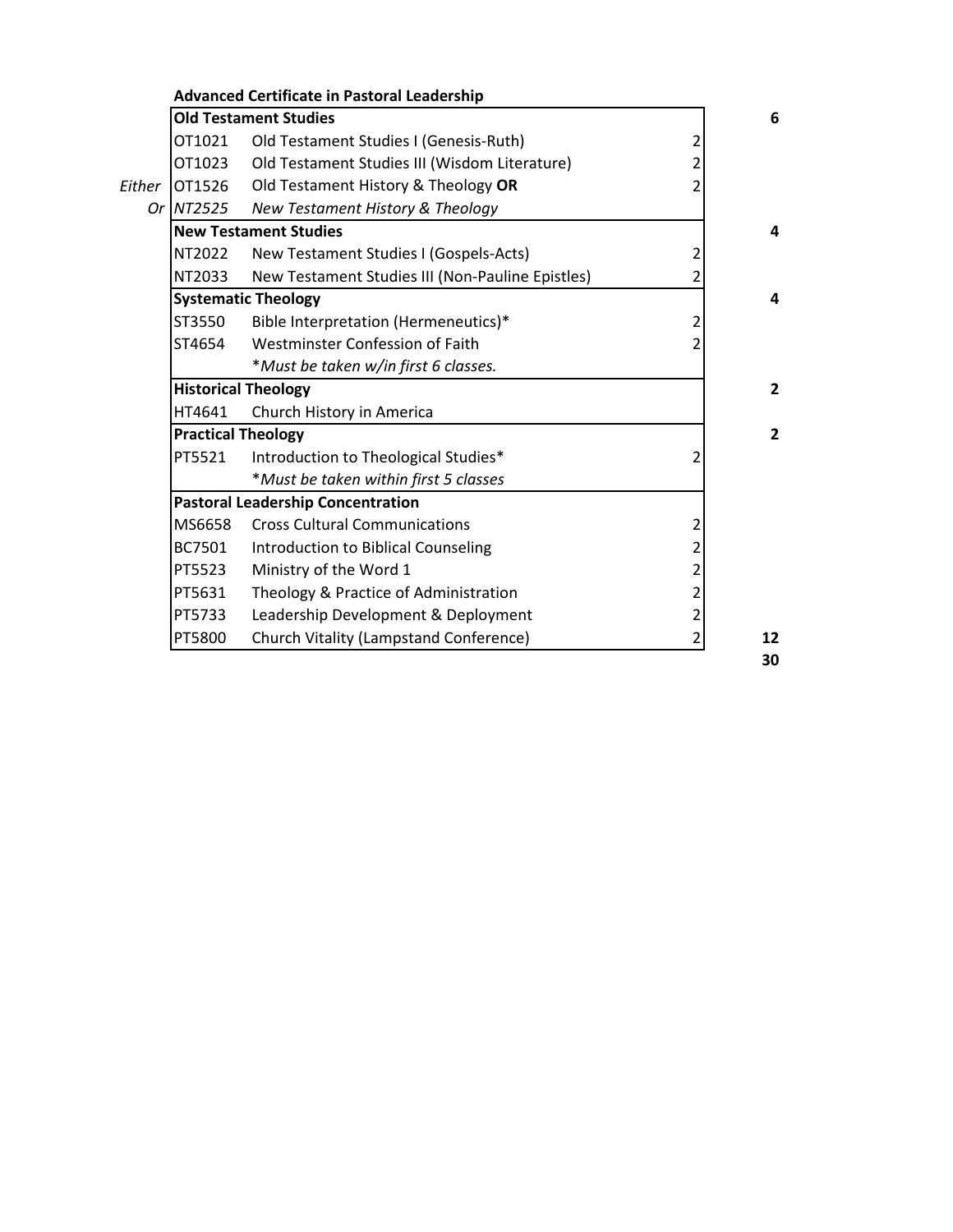**Advanced Certificate in Pastoral Leadership**

| | | | | |
|---|---|---|---|---|
| | **Old Testament Studies** | | | **6** |
| | OT1021 | Old Testament Studies I (Genesis-Ruth) | 2 | |
| | OT1023 | Old Testament Studies III (Wisdom Literature) | 2 | |
| *Either* | OT1526 | Old Testament History & Theology **OR** | 2 | |
| *Or* | *NT2525* | *New Testament History & Theology* | | |
| | **New Testament Studies** | | | **4** |
| | NT2022 | New Testament Studies I (Gospels-Acts) | 2 | |
| | NT2033 | New Testament Studies III (Non-Pauline Epistles) | 2 | |
| | **Systematic Theology** | | | **4** |
| | ST3550 | Bible Interpretation (Hermeneutics)* | 2 | |
| | ST4654 | Westminster Confession of Faith | 2 | |
| | | **Must be taken w/in first 6 classes.* | | |
| | **Historical Theology** | | | **2** |
| | HT4641 | Church History in America | | |
| | **Practical Theology** | | | **2** |
| | PT5521 | Introduction to Theological Studies* | 2 | |
| | | **Must be taken within first 5 classes* | | |
| | **Pastoral Leadership Concentration** | | | |
| | MS6658 | Cross Cultural Communications | 2 | |
| | BC7501 | Introduction to Biblical Counseling | 2 | |
| | PT5523 | Ministry of the Word 1 | 2 | |
| | PT5631 | Theology & Practice of Administration | 2 | |
| | PT5733 | Leadership Development & Deployment | 2 | |
| | PT5800 | Church Vitality (Lampstand Conference) | 2 | **12** |
| | | | | **30** |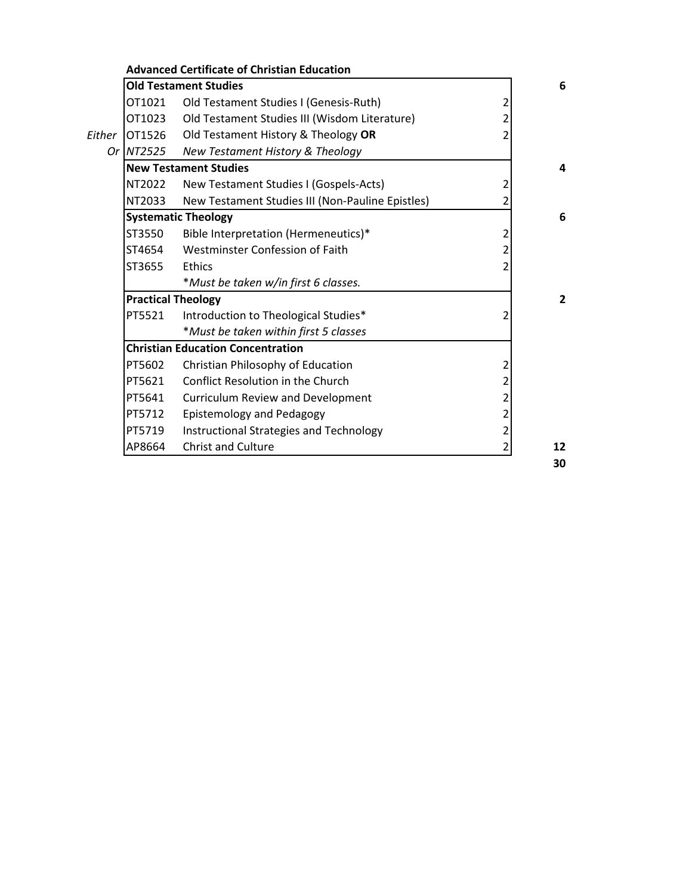**Advanced Certificate of Christian Education**

| | | | | |
|---|---|---|---|---|
| | **Old Testament Studies** | | | **6** |
| | OT1021 | Old Testament Studies I (Genesis-Ruth) | 2 | |
| | OT1023 | Old Testament Studies III (Wisdom Literature) | 2 | |
| *Either* | OT1526 | Old Testament History & Theology **OR** | 2 | |
| *Or* | *NT2525* | *New Testament History & Theology* | | |
| | **New Testament Studies** | | | **4** |
| | NT2022 | New Testament Studies I (Gospels-Acts) | 2 | |
| | NT2033 | New Testament Studies III (Non-Pauline Epistles) | 2 | |
| | **Systematic Theology** | | | **6** |
| | ST3550 | Bible Interpretation (Hermeneutics)* | 2 | |
| | ST4654 | Westminster Confession of Faith | 2 | |
| | ST3655 | Ethics | 2 | |
| | | *\*Must be taken w/in first 6 classes.* | | |
| | **Practical Theology** | | | **2** |
| | PT5521 | Introduction to Theological Studies* | 2 | |
| | | *\*Must be taken within first 5 classes* | | |
| | **Christian Education Concentration** | | | |
| | PT5602 | Christian Philosophy of Education | 2 | |
| | PT5621 | Conflict Resolution in the Church | 2 | |
| | PT5641 | Curriculum Review and Development | 2 | |
| | PT5712 | Epistemology and Pedagogy | 2 | |
| | PT5719 | Instructional Strategies and Technology | 2 | |
| | AP8664 | Christ and Culture | 2 | **12** |
| | | | | **30** |